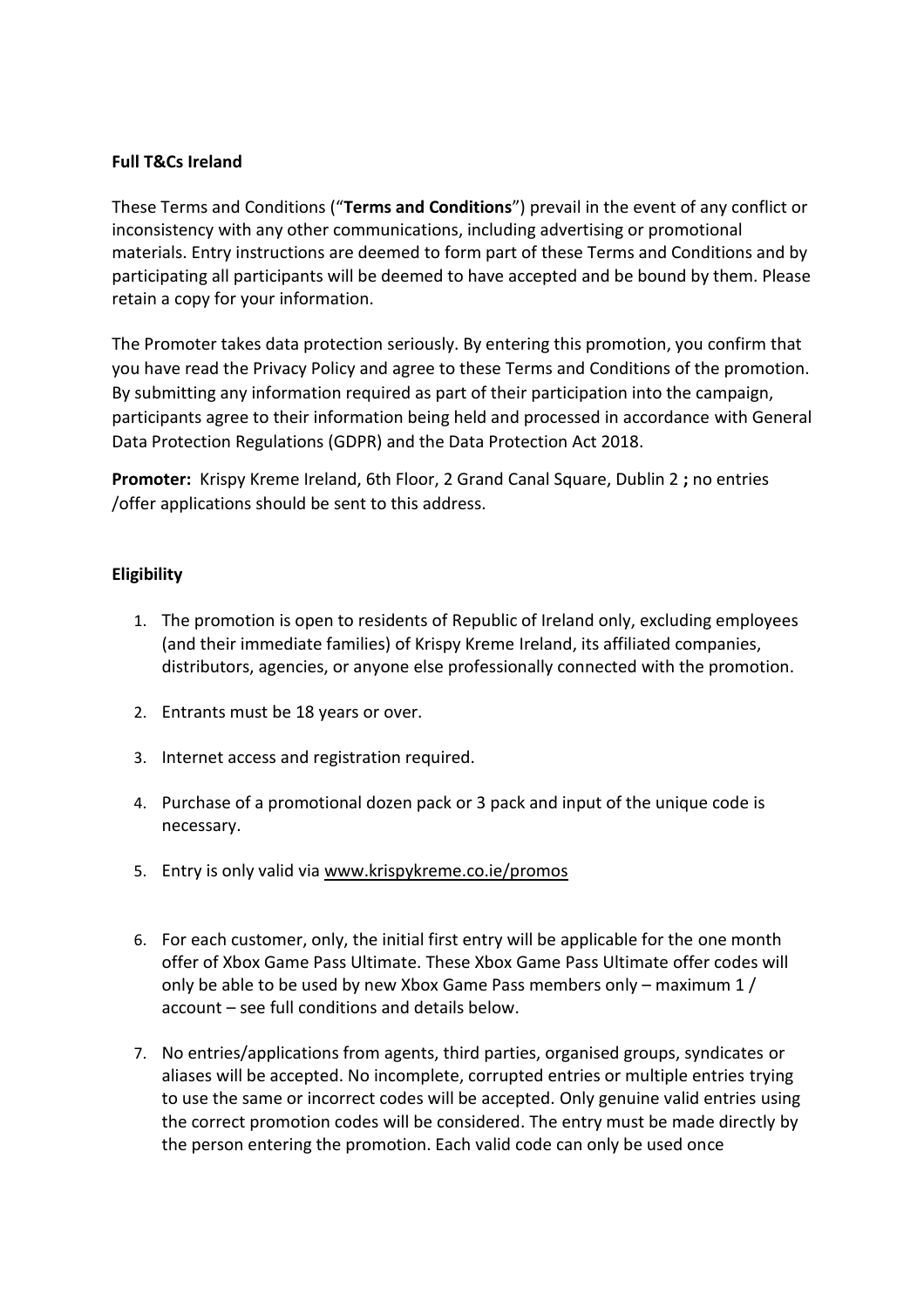**Full T&Cs Ireland**

These Terms and Conditions ("**Terms and Conditions**") prevail in the event of any conflict or inconsistency with any other communications, including advertising or promotional materials. Entry instructions are deemed to form part of these Terms and Conditions and by participating all participants will be deemed to have accepted and be bound by them. Please retain a copy for your information.

The Promoter takes data protection seriously. By entering this promotion, you confirm that you have read the Privacy Policy and agree to these Terms and Conditions of the promotion. By submitting any information required as part of their participation into the campaign, participants agree to their information being held and processed in accordance with General Data Protection Regulations (GDPR) and the Data Protection Act 2018.

**Promoter:** Krispy Kreme Ireland, 6th Floor, 2 Grand Canal Square, Dublin 2 **;** no entries /offer applications should be sent to this address.

**Eligibility**

1. The promotion is open to residents of Republic of Ireland only, excluding employees (and their immediate families) of Krispy Kreme Ireland, its affiliated companies, distributors, agencies, or anyone else professionally connected with the promotion.
2. Entrants must be 18 years or over.
3. Internet access and registration required.
4. Purchase of a promotional dozen pack or 3 pack and input of the unique code is necessary.
5. Entry is only valid via www.krispykreme.co.ie/promos
6. For each customer, only, the initial first entry will be applicable for the one month offer of Xbox Game Pass Ultimate. These Xbox Game Pass Ultimate offer codes will only be able to be used by new Xbox Game Pass members only – maximum 1 / account – see full conditions and details below.
7. No entries/applications from agents, third parties, organised groups, syndicates or aliases will be accepted. No incomplete, corrupted entries or multiple entries trying to use the same or incorrect codes will be accepted. Only genuine valid entries using the correct promotion codes will be considered. The entry must be made directly by the person entering the promotion. Each valid code can only be used once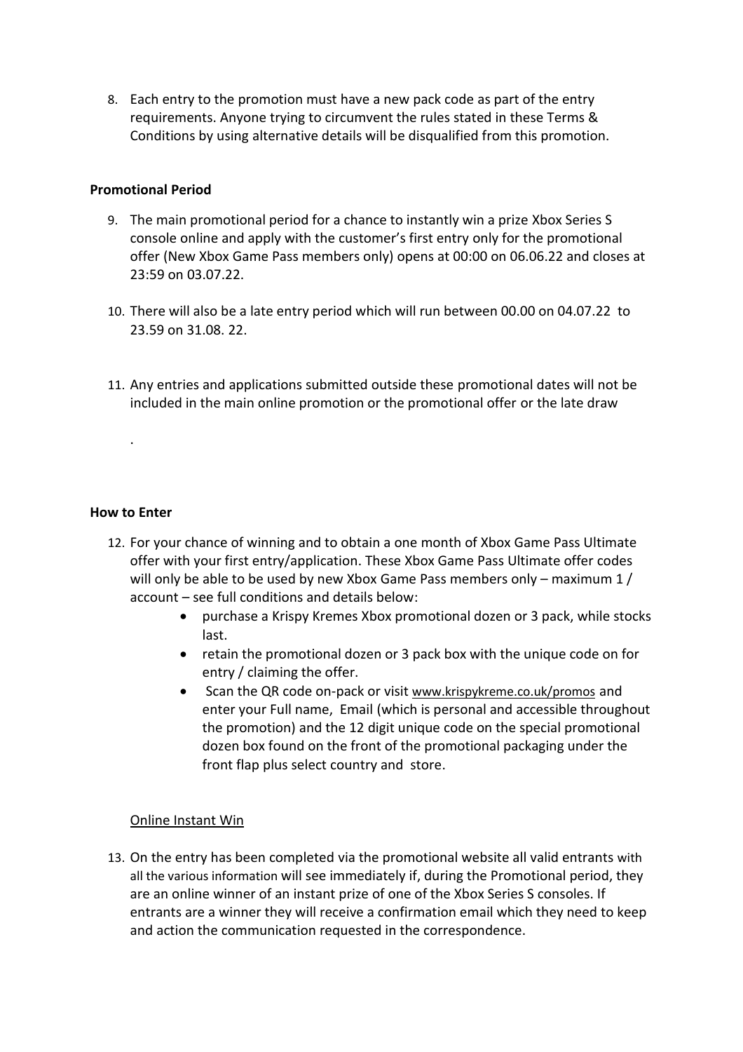8. Each entry to the promotion must have a new pack code as part of the entry requirements. Anyone trying to circumvent the rules stated in these Terms & Conditions by using alternative details will be disqualified from this promotion.

**Promotional Period**

9. The main promotional period for a chance to instantly win a prize Xbox Series S console online and apply with the customer's first entry only for the promotional offer (New Xbox Game Pass members only) opens at 00:00 on 06.06.22 and closes at 23:59 on 03.07.22.

10. There will also be a late entry period which will run between 00.00 on 04.07.22 to 23.59 on 31.08. 22.

11. Any entries and applications submitted outside these promotional dates will not be included in the main online promotion or the promotional offer or the late draw

.

**How to Enter**

12. For your chance of winning and to obtain a one month of Xbox Game Pass Ultimate offer with your first entry/application. These Xbox Game Pass Ultimate offer codes will only be able to be used by new Xbox Game Pass members only – maximum 1 / account – see full conditions and details below:
    - purchase a Krispy Kremes Xbox promotional dozen or 3 pack, while stocks last.
    - retain the promotional dozen or 3 pack box with the unique code on for entry / claiming the offer.
    - Scan the QR code on-pack or visit www.krispykreme.co.uk/promos and enter your Full name, Email (which is personal and accessible throughout the promotion) and the 12 digit unique code on the special promotional dozen box found on the front of the promotional packaging under the front flap plus select country and store.

Online Instant Win

13. On the entry has been completed via the promotional website all valid entrants with all the various information will see immediately if, during the Promotional period, they are an online winner of an instant prize of one of the Xbox Series S consoles. If entrants are a winner they will receive a confirmation email which they need to keep and action the communication requested in the correspondence.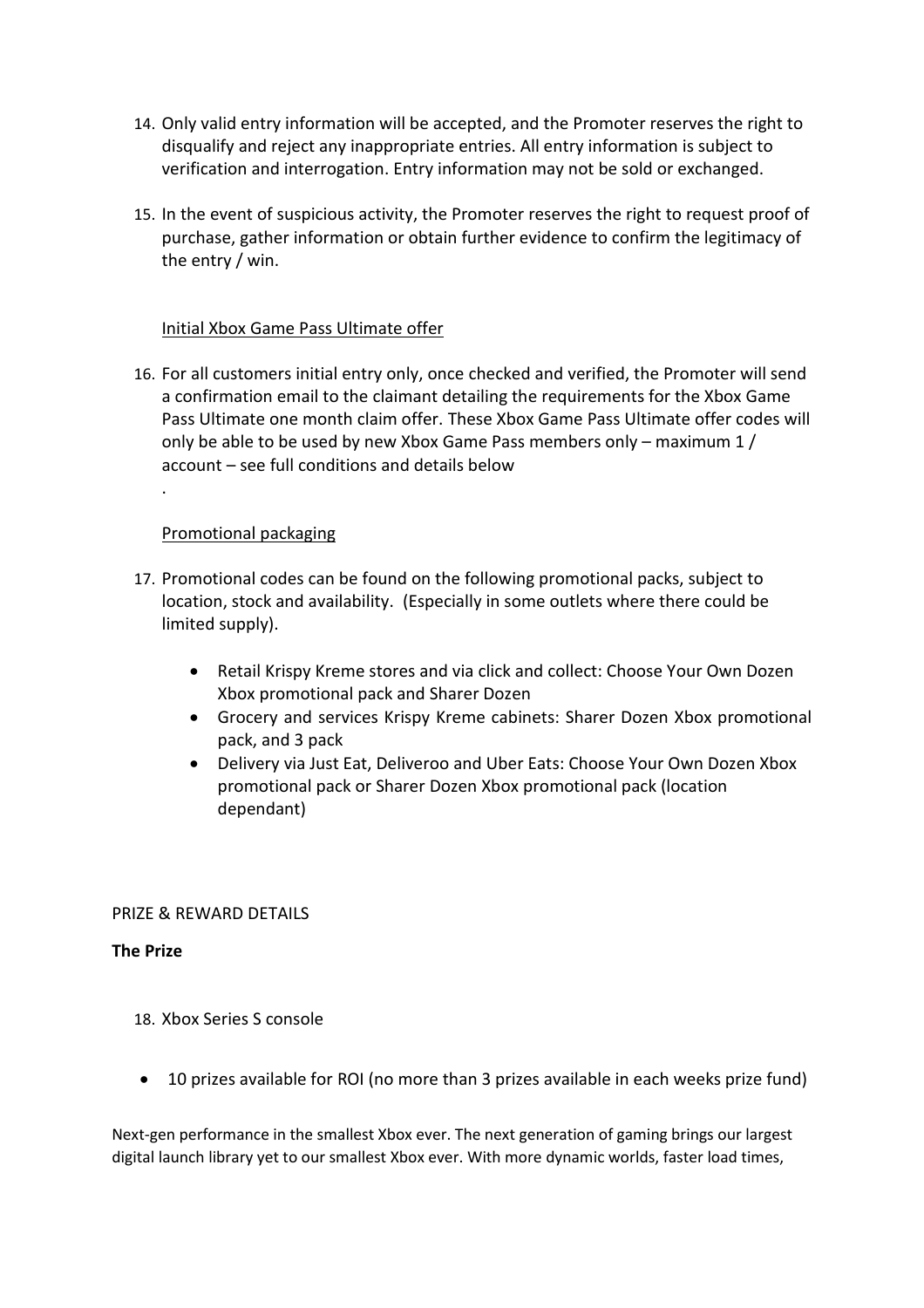14. Only valid entry information will be accepted, and the Promoter reserves the right to disqualify and reject any inappropriate entries. All entry information is subject to verification and interrogation. Entry information may not be sold or exchanged.

15. In the event of suspicious activity, the Promoter reserves the right to request proof of purchase, gather information or obtain further evidence to confirm the legitimacy of the entry / win.

<u>Initial Xbox Game Pass Ultimate offer</u>

16. For all customers initial entry only, once checked and verified, the Promoter will send a confirmation email to the claimant detailing the requirements for the Xbox Game Pass Ultimate one month claim offer. These Xbox Game Pass Ultimate offer codes will only be able to be used by new Xbox Game Pass members only – maximum 1 / account – see full conditions and details below

.

<u>Promotional packaging</u>

17. Promotional codes can be found on the following promotional packs, subject to location, stock and availability. (Especially in some outlets where there could be limited supply).

    - Retail Krispy Kreme stores and via click and collect: Choose Your Own Dozen Xbox promotional pack and Sharer Dozen
    - Grocery and services Krispy Kreme cabinets: Sharer Dozen Xbox promotional pack, and 3 pack
    - Delivery via Just Eat, Deliveroo and Uber Eats: Choose Your Own Dozen Xbox promotional pack or Sharer Dozen Xbox promotional pack (location dependant)

PRIZE & REWARD DETAILS

**The Prize**

18. Xbox Series S console

- 10 prizes available for ROI (no more than 3 prizes available in each weeks prize fund)

Next-gen performance in the smallest Xbox ever. The next generation of gaming brings our largest digital launch library yet to our smallest Xbox ever. With more dynamic worlds, faster load times,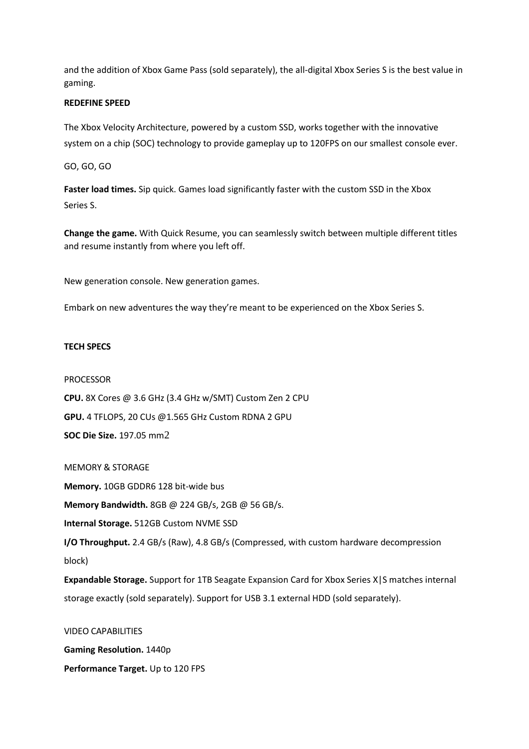and the addition of Xbox Game Pass (sold separately), the all-digital Xbox Series S is the best value in gaming.

**REDEFINE SPEED**

The Xbox Velocity Architecture, powered by a custom SSD, works together with the innovative system on a chip (SOC) technology to provide gameplay up to 120FPS on our smallest console ever.

GO, GO, GO

**Faster load times.** Sip quick. Games load significantly faster with the custom SSD in the Xbox Series S.

**Change the game.** With Quick Resume, you can seamlessly switch between multiple different titles and resume instantly from where you left off.

New generation console. New generation games.

Embark on new adventures the way they're meant to be experienced on the Xbox Series S.

**TECH SPECS**

PROCESSOR

**CPU.** 8X Cores @ 3.6 GHz (3.4 GHz w/SMT) Custom Zen 2 CPU

**GPU.** 4 TFLOPS, 20 CUs @1.565 GHz Custom RDNA 2 GPU

**SOC Die Size.** 197.05 mm2

MEMORY & STORAGE

**Memory.** 10GB GDDR6 128 bit-wide bus

**Memory Bandwidth.** 8GB @ 224 GB/s, 2GB @ 56 GB/s.

**Internal Storage.** 512GB Custom NVME SSD

**I/O Throughput.** 2.4 GB/s (Raw), 4.8 GB/s (Compressed, with custom hardware decompression block)

**Expandable Storage.** Support for 1TB Seagate Expansion Card for Xbox Series X|S matches internal storage exactly (sold separately). Support for USB 3.1 external HDD (sold separately).

VIDEO CAPABILITIES

**Gaming Resolution.** 1440p

**Performance Target.** Up to 120 FPS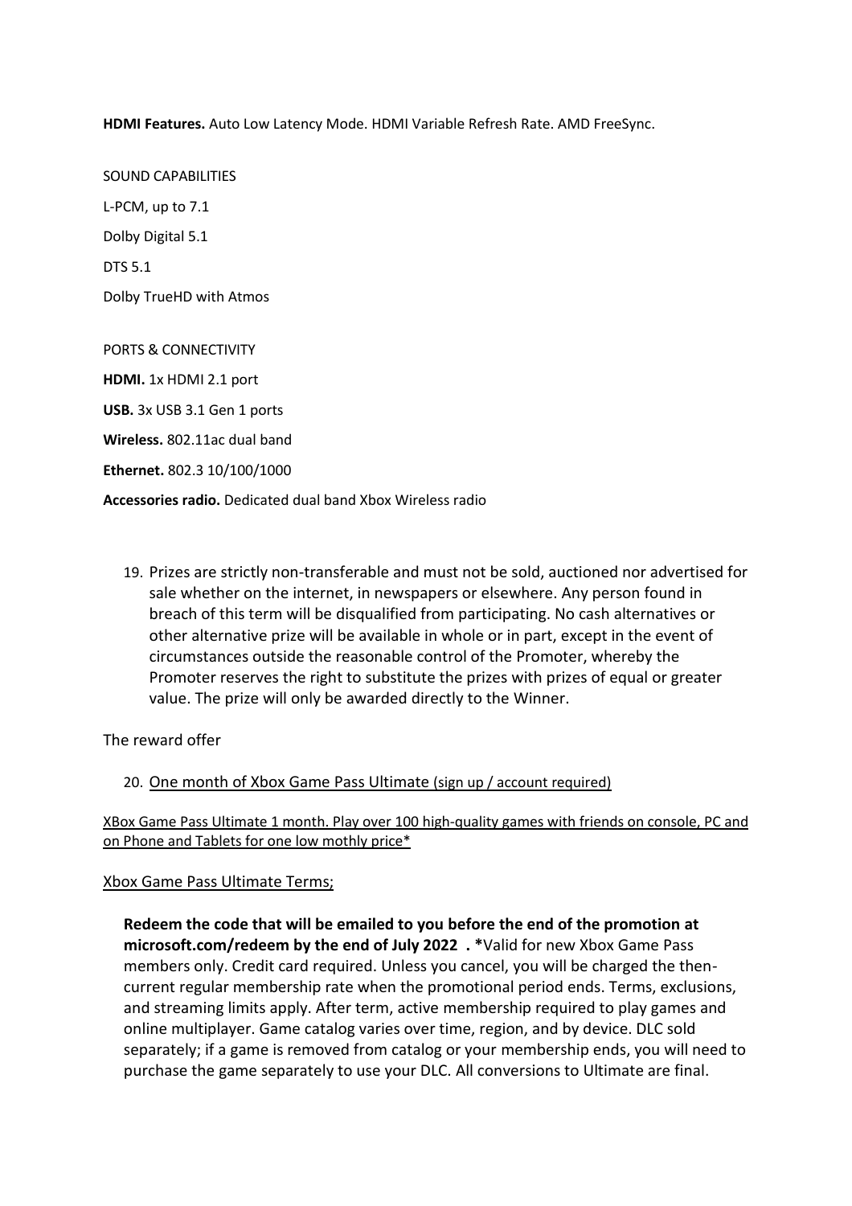**HDMI Features.** Auto Low Latency Mode. HDMI Variable Refresh Rate. AMD FreeSync.

SOUND CAPABILITIES

L-PCM, up to 7.1

Dolby Digital 5.1

DTS 5.1

Dolby TrueHD with Atmos

PORTS & CONNECTIVITY

**HDMI.** 1x HDMI 2.1 port

**USB.** 3x USB 3.1 Gen 1 ports

**Wireless.** 802.11ac dual band

**Ethernet.** 802.3 10/100/1000

**Accessories radio.** Dedicated dual band Xbox Wireless radio

19. Prizes are strictly non-transferable and must not be sold, auctioned nor advertised for sale whether on the internet, in newspapers or elsewhere. Any person found in breach of this term will be disqualified from participating. No cash alternatives or other alternative prize will be available in whole or in part, except in the event of circumstances outside the reasonable control of the Promoter, whereby the Promoter reserves the right to substitute the prizes with prizes of equal or greater value. The prize will only be awarded directly to the Winner.

The reward offer

20. One month of Xbox Game Pass Ultimate (sign up / account required)

XBox Game Pass Ultimate 1 month. Play over 100 high-quality games with friends on console, PC and on Phone and Tablets for one low mothly price*

Xbox Game Pass Ultimate Terms;

**Redeem the code that will be emailed to you before the end of the promotion at microsoft.com/redeem by the end of July 2022 . ***Valid for new Xbox Game Pass members only. Credit card required. Unless you cancel, you will be charged the then-current regular membership rate when the promotional period ends. Terms, exclusions, and streaming limits apply. After term, active membership required to play games and online multiplayer. Game catalog varies over time, region, and by device. DLC sold separately; if a game is removed from catalog or your membership ends, you will need to purchase the game separately to use your DLC. All conversions to Ultimate are final.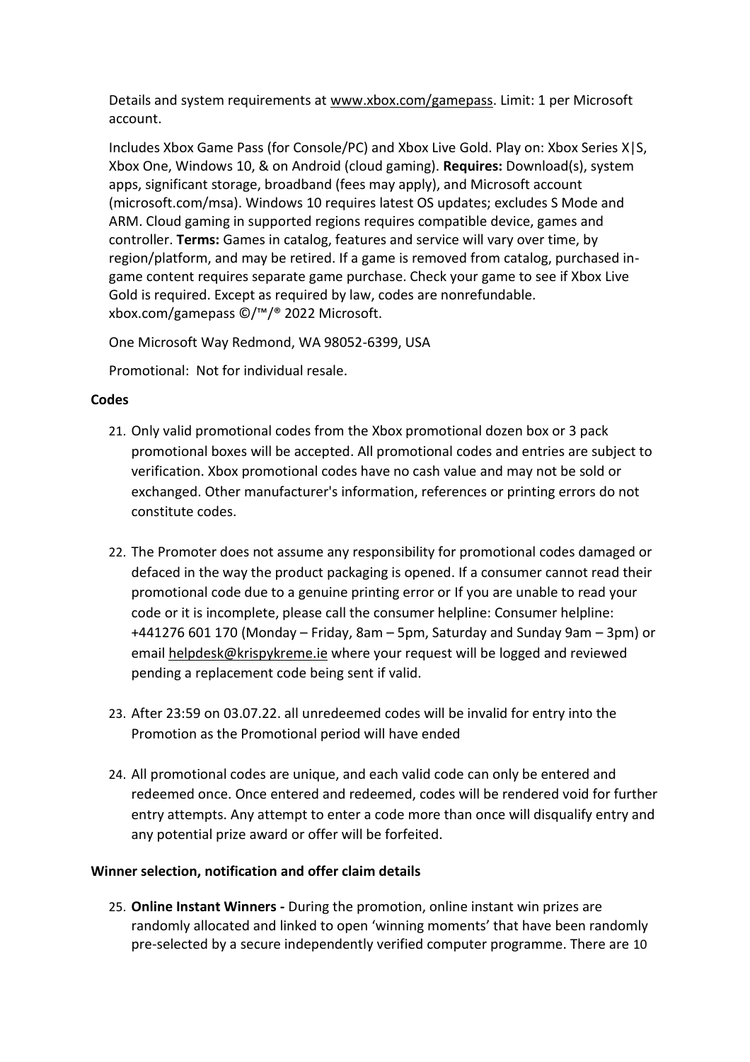Details and system requirements at www.xbox.com/gamepass. Limit: 1 per Microsoft account.

Includes Xbox Game Pass (for Console/PC) and Xbox Live Gold. Play on: Xbox Series X|S, Xbox One, Windows 10, & on Android (cloud gaming). **Requires:** Download(s), system apps, significant storage, broadband (fees may apply), and Microsoft account (microsoft.com/msa). Windows 10 requires latest OS updates; excludes S Mode and ARM. Cloud gaming in supported regions requires compatible device, games and controller. **Terms:** Games in catalog, features and service will vary over time, by region/platform, and may be retired. If a game is removed from catalog, purchased in-game content requires separate game purchase. Check your game to see if Xbox Live Gold is required. Except as required by law, codes are nonrefundable. xbox.com/gamepass ©/™/® 2022 Microsoft.

One Microsoft Way Redmond, WA 98052-6399, USA

Promotional: Not for individual resale.

**Codes**

21. Only valid promotional codes from the Xbox promotional dozen box or 3 pack promotional boxes will be accepted. All promotional codes and entries are subject to verification. Xbox promotional codes have no cash value and may not be sold or exchanged. Other manufacturer's information, references or printing errors do not constitute codes.

22. The Promoter does not assume any responsibility for promotional codes damaged or defaced in the way the product packaging is opened. If a consumer cannot read their promotional code due to a genuine printing error or If you are unable to read your code or it is incomplete, please call the consumer helpline: Consumer helpline: +441276 601 170 (Monday – Friday, 8am – 5pm, Saturday and Sunday 9am – 3pm) or email helpdesk@krispykreme.ie where your request will be logged and reviewed pending a replacement code being sent if valid.

23. After 23:59 on 03.07.22. all unredeemed codes will be invalid for entry into the Promotion as the Promotional period will have ended

24. All promotional codes are unique, and each valid code can only be entered and redeemed once. Once entered and redeemed, codes will be rendered void for further entry attempts. Any attempt to enter a code more than once will disqualify entry and any potential prize award or offer will be forfeited.

**Winner selection, notification and offer claim details**

25. **Online Instant Winners -** During the promotion, online instant win prizes are randomly allocated and linked to open 'winning moments' that have been randomly pre-selected by a secure independently verified computer programme. There are 10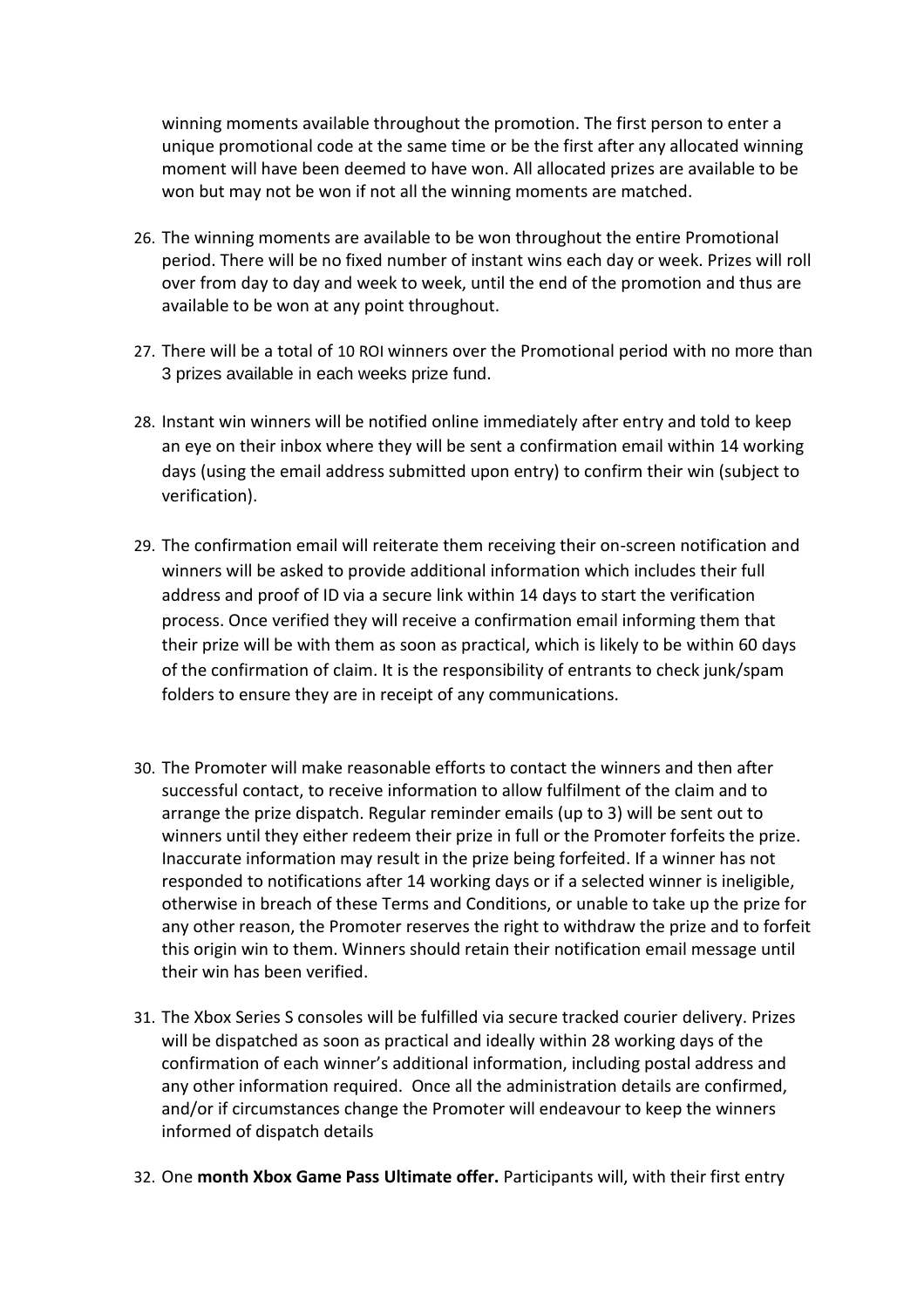winning moments available throughout the promotion. The first person to enter a unique promotional code at the same time or be the first after any allocated winning moment will have been deemed to have won. All allocated prizes are available to be won but may not be won if not all the winning moments are matched.

26. The winning moments are available to be won throughout the entire Promotional period. There will be no fixed number of instant wins each day or week. Prizes will roll over from day to day and week to week, until the end of the promotion and thus are available to be won at any point throughout.

27. There will be a total of 10 ROI winners over the Promotional period with no more than 3 prizes available in each weeks prize fund.

28. Instant win winners will be notified online immediately after entry and told to keep an eye on their inbox where they will be sent a confirmation email within 14 working days (using the email address submitted upon entry) to confirm their win (subject to verification).

29. The confirmation email will reiterate them receiving their on-screen notification and winners will be asked to provide additional information which includes their full address and proof of ID via a secure link within 14 days to start the verification process. Once verified they will receive a confirmation email informing them that their prize will be with them as soon as practical, which is likely to be within 60 days of the confirmation of claim. It is the responsibility of entrants to check junk/spam folders to ensure they are in receipt of any communications.

30. The Promoter will make reasonable efforts to contact the winners and then after successful contact, to receive information to allow fulfilment of the claim and to arrange the prize dispatch. Regular reminder emails (up to 3) will be sent out to winners until they either redeem their prize in full or the Promoter forfeits the prize. Inaccurate information may result in the prize being forfeited. If a winner has not responded to notifications after 14 working days or if a selected winner is ineligible, otherwise in breach of these Terms and Conditions, or unable to take up the prize for any other reason, the Promoter reserves the right to withdraw the prize and to forfeit this origin win to them. Winners should retain their notification email message until their win has been verified.

31. The Xbox Series S consoles will be fulfilled via secure tracked courier delivery. Prizes will be dispatched as soon as practical and ideally within 28 working days of the confirmation of each winner's additional information, including postal address and any other information required. Once all the administration details are confirmed, and/or if circumstances change the Promoter will endeavour to keep the winners informed of dispatch details

32. One **month Xbox Game Pass Ultimate offer.** Participants will, with their first entry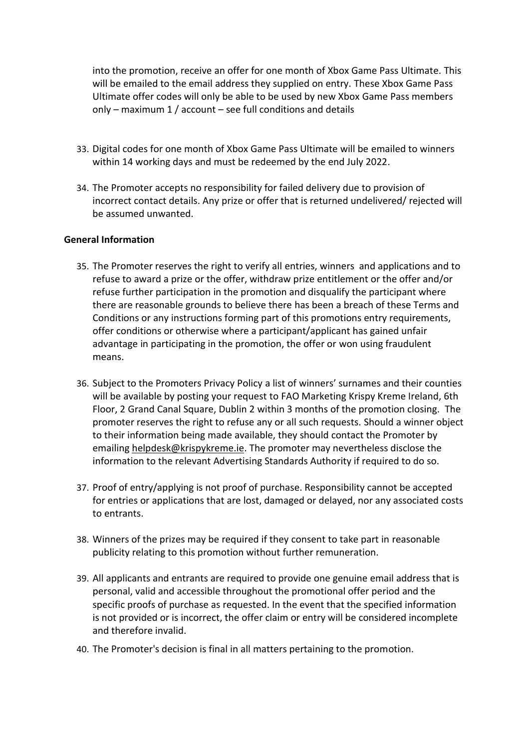into the promotion, receive an offer for one month of Xbox Game Pass Ultimate. This will be emailed to the email address they supplied on entry. These Xbox Game Pass Ultimate offer codes will only be able to be used by new Xbox Game Pass members only – maximum 1 / account – see full conditions and details

33. Digital codes for one month of Xbox Game Pass Ultimate will be emailed to winners within 14 working days and must be redeemed by the end July 2022.

34. The Promoter accepts no responsibility for failed delivery due to provision of incorrect contact details. Any prize or offer that is returned undelivered/ rejected will be assumed unwanted.

**General Information**

35. The Promoter reserves the right to verify all entries, winners and applications and to refuse to award a prize or the offer, withdraw prize entitlement or the offer and/or refuse further participation in the promotion and disqualify the participant where there are reasonable grounds to believe there has been a breach of these Terms and Conditions or any instructions forming part of this promotions entry requirements, offer conditions or otherwise where a participant/applicant has gained unfair advantage in participating in the promotion, the offer or won using fraudulent means.

36. Subject to the Promoters Privacy Policy a list of winners' surnames and their counties will be available by posting your request to FAO Marketing Krispy Kreme Ireland, 6th Floor, 2 Grand Canal Square, Dublin 2 within 3 months of the promotion closing. The promoter reserves the right to refuse any or all such requests. Should a winner object to their information being made available, they should contact the Promoter by emailing helpdesk@krispykreme.ie. The promoter may nevertheless disclose the information to the relevant Advertising Standards Authority if required to do so.

37. Proof of entry/applying is not proof of purchase. Responsibility cannot be accepted for entries or applications that are lost, damaged or delayed, nor any associated costs to entrants.

38. Winners of the prizes may be required if they consent to take part in reasonable publicity relating to this promotion without further remuneration.

39. All applicants and entrants are required to provide one genuine email address that is personal, valid and accessible throughout the promotional offer period and the specific proofs of purchase as requested. In the event that the specified information is not provided or is incorrect, the offer claim or entry will be considered incomplete and therefore invalid.

40. The Promoter's decision is final in all matters pertaining to the promotion.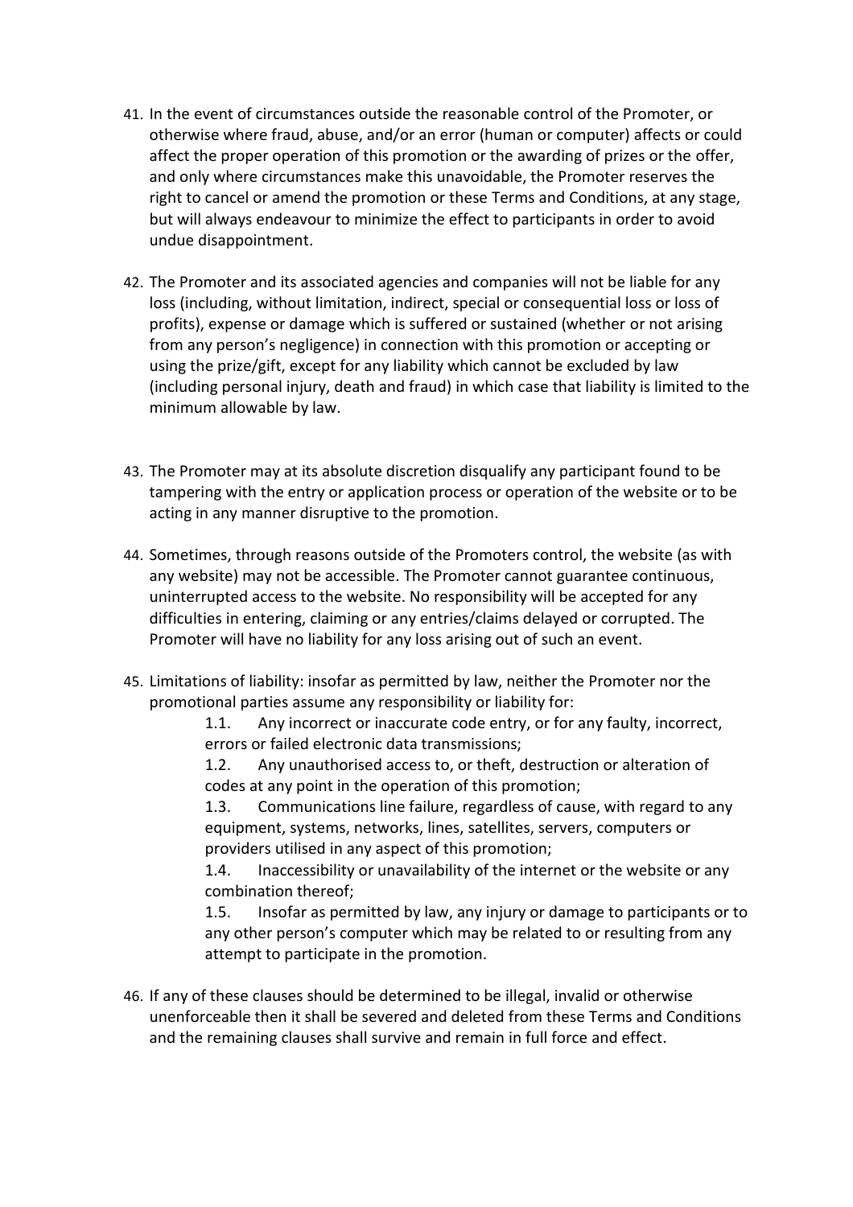41. In the event of circumstances outside the reasonable control of the Promoter, or otherwise where fraud, abuse, and/or an error (human or computer) affects or could affect the proper operation of this promotion or the awarding of prizes or the offer, and only where circumstances make this unavoidable, the Promoter reserves the right to cancel or amend the promotion or these Terms and Conditions, at any stage, but will always endeavour to minimize the effect to participants in order to avoid undue disappointment.

42. The Promoter and its associated agencies and companies will not be liable for any loss (including, without limitation, indirect, special or consequential loss or loss of profits), expense or damage which is suffered or sustained (whether or not arising from any person's negligence) in connection with this promotion or accepting or using the prize/gift, except for any liability which cannot be excluded by law (including personal injury, death and fraud) in which case that liability is limited to the minimum allowable by law.

43. The Promoter may at its absolute discretion disqualify any participant found to be tampering with the entry or application process or operation of the website or to be acting in any manner disruptive to the promotion.

44. Sometimes, through reasons outside of the Promoters control, the website (as with any website) may not be accessible. The Promoter cannot guarantee continuous, uninterrupted access to the website. No responsibility will be accepted for any difficulties in entering, claiming or any entries/claims delayed or corrupted. The Promoter will have no liability for any loss arising out of such an event.

45. Limitations of liability: insofar as permitted by law, neither the Promoter nor the promotional parties assume any responsibility or liability for:
    - 1.1. Any incorrect or inaccurate code entry, or for any faulty, incorrect, errors or failed electronic data transmissions;
    - 1.2. Any unauthorised access to, or theft, destruction or alteration of codes at any point in the operation of this promotion;
    - 1.3. Communications line failure, regardless of cause, with regard to any equipment, systems, networks, lines, satellites, servers, computers or providers utilised in any aspect of this promotion;
    - 1.4. Inaccessibility or unavailability of the internet or the website or any combination thereof;
    - 1.5. Insofar as permitted by law, any injury or damage to participants or to any other person's computer which may be related to or resulting from any attempt to participate in the promotion.

46. If any of these clauses should be determined to be illegal, invalid or otherwise unenforceable then it shall be severed and deleted from these Terms and Conditions and the remaining clauses shall survive and remain in full force and effect.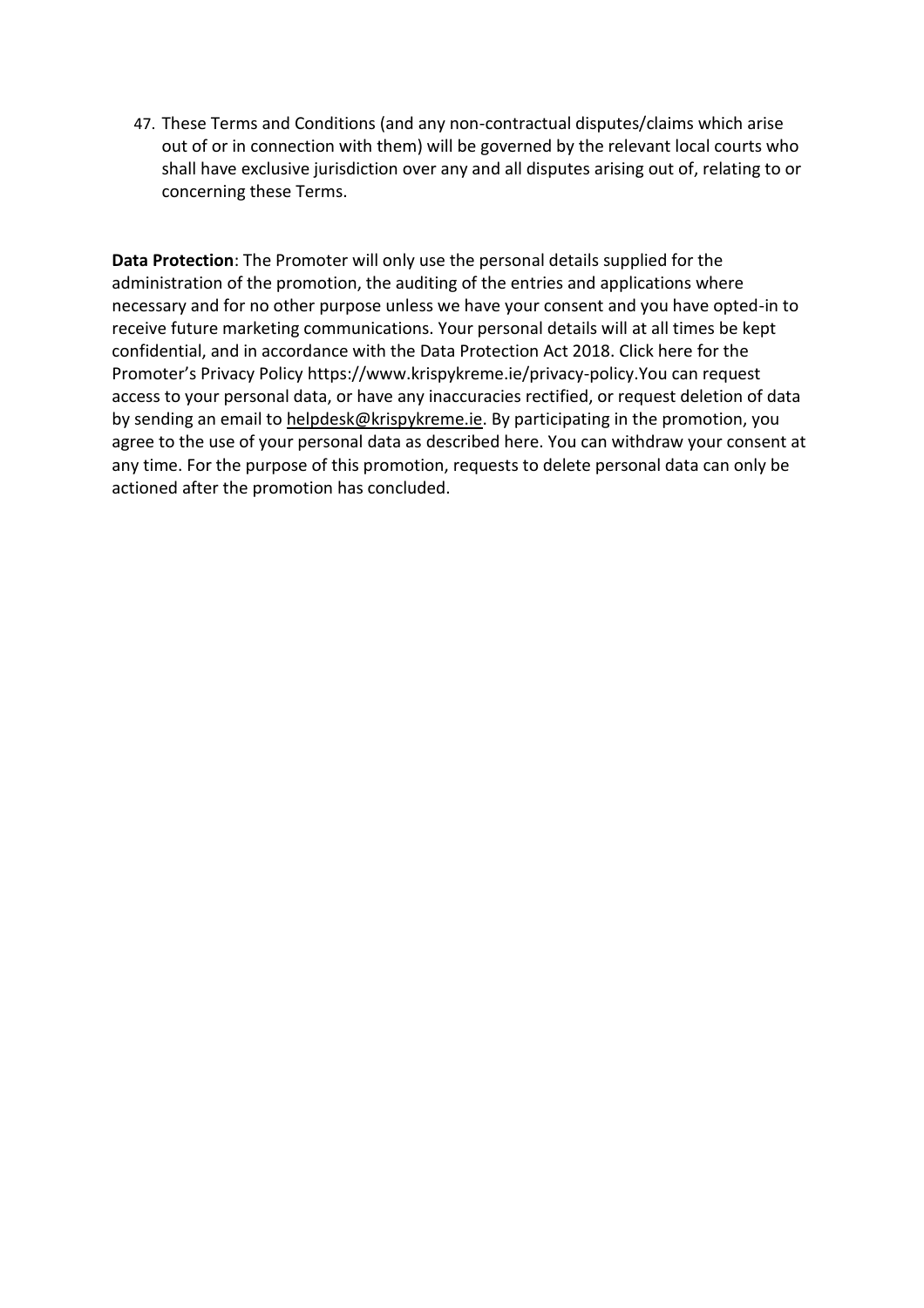47. These Terms and Conditions (and any non-contractual disputes/claims which arise out of or in connection with them) will be governed by the relevant local courts who shall have exclusive jurisdiction over any and all disputes arising out of, relating to or concerning these Terms.

**Data Protection**: The Promoter will only use the personal details supplied for the administration of the promotion, the auditing of the entries and applications where necessary and for no other purpose unless we have your consent and you have opted-in to receive future marketing communications. Your personal details will at all times be kept confidential, and in accordance with the Data Protection Act 2018. Click here for the Promoter's Privacy Policy https://www.krispykreme.ie/privacy-policy.You can request access to your personal data, or have any inaccuracies rectified, or request deletion of data by sending an email to helpdesk@krispykreme.ie. By participating in the promotion, you agree to the use of your personal data as described here. You can withdraw your consent at any time. For the purpose of this promotion, requests to delete personal data can only be actioned after the promotion has concluded.